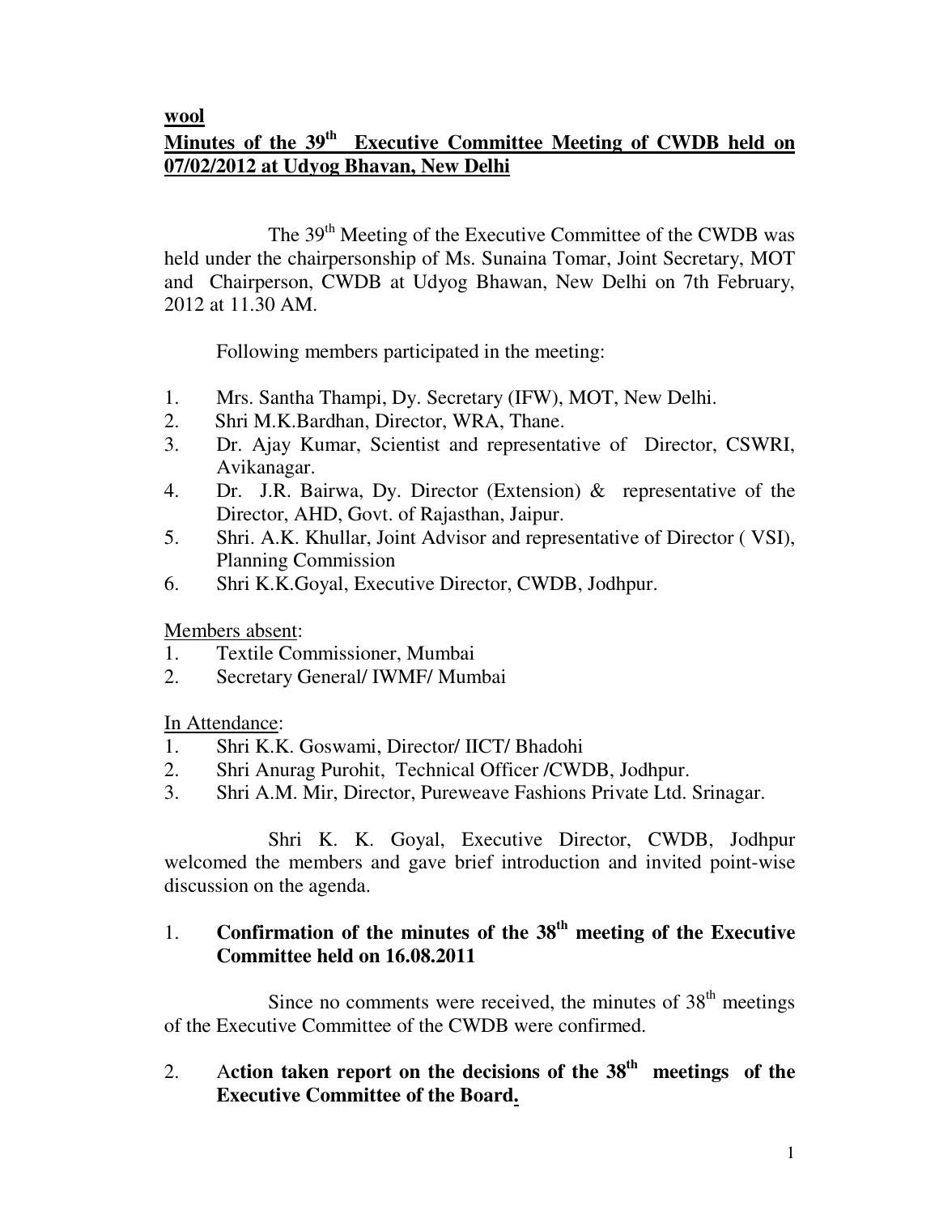**wool**

# Minutes of the 39th Executive Committee Meeting of CWDB held on 07/02/2012 at Udyog Bhavan, New Delhi

The 39th Meeting of the Executive Committee of the CWDB was held under the chairpersonship of Ms. Sunaina Tomar, Joint Secretary, MOT and Chairperson, CWDB at Udyog Bhawan, New Delhi on 7th February, 2012 at 11.30 AM.

Following members participated in the meeting:

1. Mrs. Santha Thampi, Dy. Secretary (IFW), MOT, New Delhi.
2. Shri M.K.Bardhan, Director, WRA, Thane.
3. Dr. Ajay Kumar, Scientist and representative of Director, CSWRI, Avikanagar.
4. Dr. J.R. Bairwa, Dy. Director (Extension) & representative of the Director, AHD, Govt. of Rajasthan, Jaipur.
5. Shri. A.K. Khullar, Joint Advisor and representative of Director ( VSI), Planning Commission
6. Shri K.K.Goyal, Executive Director, CWDB, Jodhpur.

Members absent:

1. Textile Commissioner, Mumbai
2. Secretary General/ IWMF/ Mumbai

In Attendance:

1. Shri K.K. Goswami, Director/ IICT/ Bhadohi
2. Shri Anurag Purohit, Technical Officer /CWDB, Jodhpur.
3. Shri A.M. Mir, Director, Pureweave Fashions Private Ltd. Srinagar.

Shri K. K. Goyal, Executive Director, CWDB, Jodhpur welcomed the members and gave brief introduction and invited point-wise discussion on the agenda.

## 1. Confirmation of the minutes of the 38th meeting of the Executive Committee held on 16.08.2011

Since no comments were received, the minutes of 38th meetings of the Executive Committee of the CWDB were confirmed.

## 2. Action taken report on the decisions of the 38th meetings of the Executive Committee of the Board.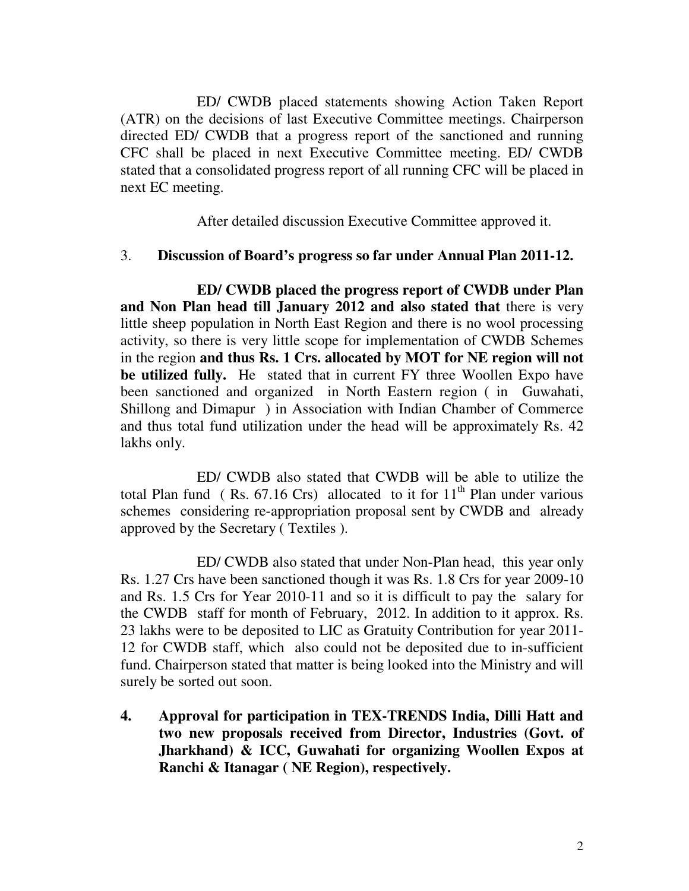ED/ CWDB placed statements showing Action Taken Report (ATR) on the decisions of last Executive Committee meetings. Chairperson directed ED/ CWDB that a progress report of the sanctioned and running CFC shall be placed in next Executive Committee meeting. ED/ CWDB stated that a consolidated progress report of all running CFC will be placed in next EC meeting.

After detailed discussion Executive Committee approved it.

3. **Discussion of Board's progress so far under Annual Plan 2011-12.**

**ED/ CWDB placed the progress report of CWDB under Plan and Non Plan head till January 2012 and also stated that** there is very little sheep population in North East Region and there is no wool processing activity, so there is very little scope for implementation of CWDB Schemes in the region **and thus Rs. 1 Crs. allocated by MOT for NE region will not be utilized fully.** He stated that in current FY three Woollen Expo have been sanctioned and organized in North Eastern region ( in Guwahati, Shillong and Dimapur ) in Association with Indian Chamber of Commerce and thus total fund utilization under the head will be approximately Rs. 42 lakhs only.

ED/ CWDB also stated that CWDB will be able to utilize the total Plan fund ( Rs. 67.16 Crs) allocated to it for 11th Plan under various schemes considering re-appropriation proposal sent by CWDB and already approved by the Secretary ( Textiles ).

ED/ CWDB also stated that under Non-Plan head, this year only Rs. 1.27 Crs have been sanctioned though it was Rs. 1.8 Crs for year 2009-10 and Rs. 1.5 Crs for Year 2010-11 and so it is difficult to pay the salary for the CWDB staff for month of February, 2012. In addition to it approx. Rs. 23 lakhs were to be deposited to LIC as Gratuity Contribution for year 2011-12 for CWDB staff, which also could not be deposited due to in-sufficient fund. Chairperson stated that matter is being looked into the Ministry and will surely be sorted out soon.

**4. Approval for participation in TEX-TRENDS India, Dilli Hatt and two new proposals received from Director, Industries (Govt. of Jharkhand) & ICC, Guwahati for organizing Woollen Expos at Ranchi & Itanagar ( NE Region), respectively.**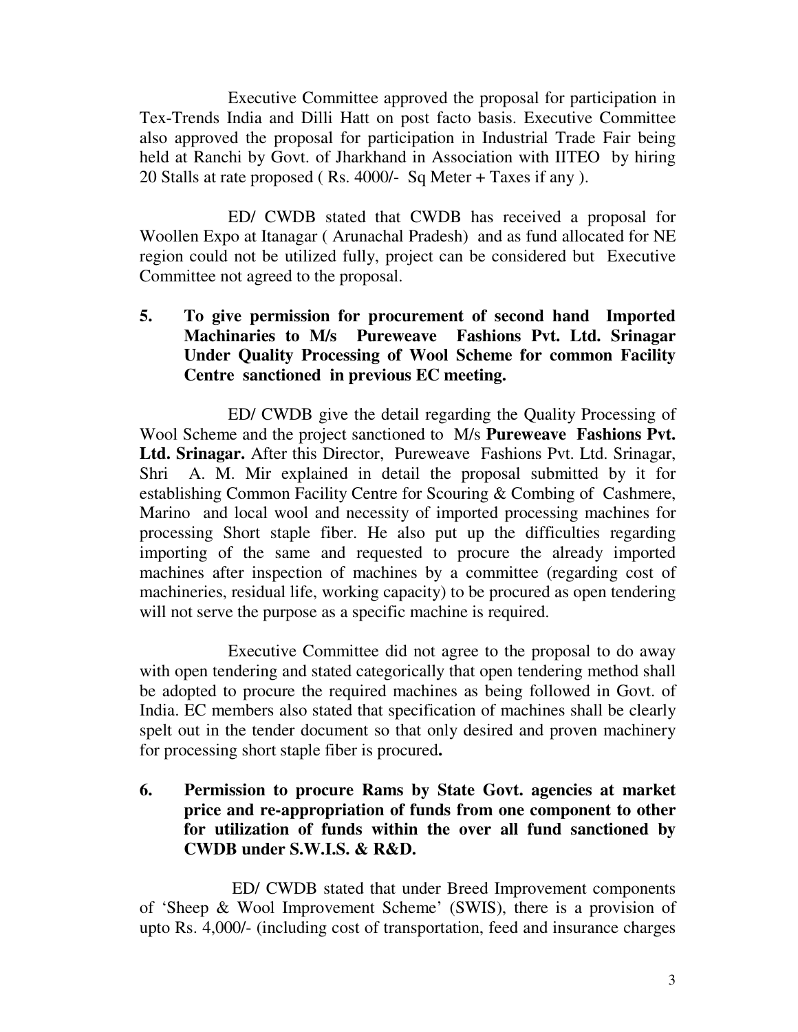Executive Committee approved the proposal for participation in Tex-Trends India and Dilli Hatt on post facto basis. Executive Committee also approved the proposal for participation in Industrial Trade Fair being held at Ranchi by Govt. of Jharkhand in Association with IITEO by hiring 20 Stalls at rate proposed ( Rs. 4000/- Sq Meter + Taxes if any ).

ED/ CWDB stated that CWDB has received a proposal for Woollen Expo at Itanagar ( Arunachal Pradesh) and as fund allocated for NE region could not be utilized fully, project can be considered but Executive Committee not agreed to the proposal.

**5. To give permission for procurement of second hand Imported Machinaries to M/s Pureweave Fashions Pvt. Ltd. Srinagar Under Quality Processing of Wool Scheme for common Facility Centre sanctioned in previous EC meeting.**

ED/ CWDB give the detail regarding the Quality Processing of Wool Scheme and the project sanctioned to M/s **Pureweave Fashions Pvt. Ltd. Srinagar.** After this Director, Pureweave Fashions Pvt. Ltd. Srinagar, Shri A. M. Mir explained in detail the proposal submitted by it for establishing Common Facility Centre for Scouring & Combing of Cashmere, Marino and local wool and necessity of imported processing machines for processing Short staple fiber. He also put up the difficulties regarding importing of the same and requested to procure the already imported machines after inspection of machines by a committee (regarding cost of machineries, residual life, working capacity) to be procured as open tendering will not serve the purpose as a specific machine is required.

Executive Committee did not agree to the proposal to do away with open tendering and stated categorically that open tendering method shall be adopted to procure the required machines as being followed in Govt. of India. EC members also stated that specification of machines shall be clearly spelt out in the tender document so that only desired and proven machinery for processing short staple fiber is procured**.**

**6. Permission to procure Rams by State Govt. agencies at market price and re-appropriation of funds from one component to other for utilization of funds within the over all fund sanctioned by CWDB under S.W.I.S. & R&D.**

ED/ CWDB stated that under Breed Improvement components of 'Sheep & Wool Improvement Scheme' (SWIS), there is a provision of upto Rs. 4,000/- (including cost of transportation, feed and insurance charges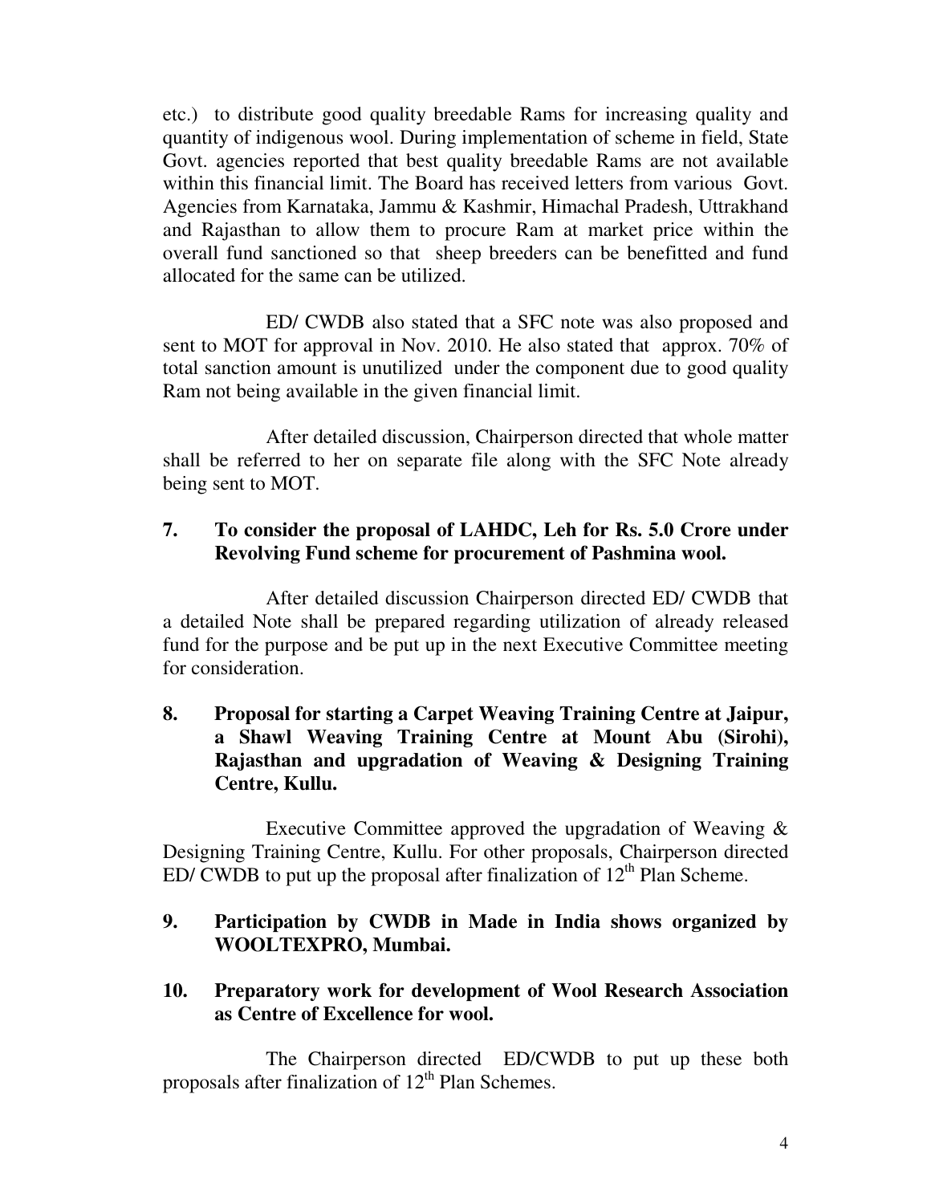etc.) to distribute good quality breedable Rams for increasing quality and quantity of indigenous wool. During implementation of scheme in field, State Govt. agencies reported that best quality breedable Rams are not available within this financial limit. The Board has received letters from various Govt. Agencies from Karnataka, Jammu & Kashmir, Himachal Pradesh, Uttrakhand and Rajasthan to allow them to procure Ram at market price within the overall fund sanctioned so that sheep breeders can be benefitted and fund allocated for the same can be utilized.

ED/ CWDB also stated that a SFC note was also proposed and sent to MOT for approval in Nov. 2010. He also stated that approx. 70% of total sanction amount is unutilized under the component due to good quality Ram not being available in the given financial limit.

After detailed discussion, Chairperson directed that whole matter shall be referred to her on separate file along with the SFC Note already being sent to MOT.

**7. To consider the proposal of LAHDC, Leh for Rs. 5.0 Crore under Revolving Fund scheme for procurement of Pashmina wool.**

After detailed discussion Chairperson directed ED/ CWDB that a detailed Note shall be prepared regarding utilization of already released fund for the purpose and be put up in the next Executive Committee meeting for consideration.

**8. Proposal for starting a Carpet Weaving Training Centre at Jaipur, a Shawl Weaving Training Centre at Mount Abu (Sirohi), Rajasthan and upgradation of Weaving & Designing Training Centre, Kullu.**

Executive Committee approved the upgradation of Weaving & Designing Training Centre, Kullu. For other proposals, Chairperson directed ED/ CWDB to put up the proposal after finalization of 12th Plan Scheme.

**9. Participation by CWDB in Made in India shows organized by WOOLTEXPRO, Mumbai.**

**10. Preparatory work for development of Wool Research Association as Centre of Excellence for wool.**

The Chairperson directed ED/CWDB to put up these both proposals after finalization of 12th Plan Schemes.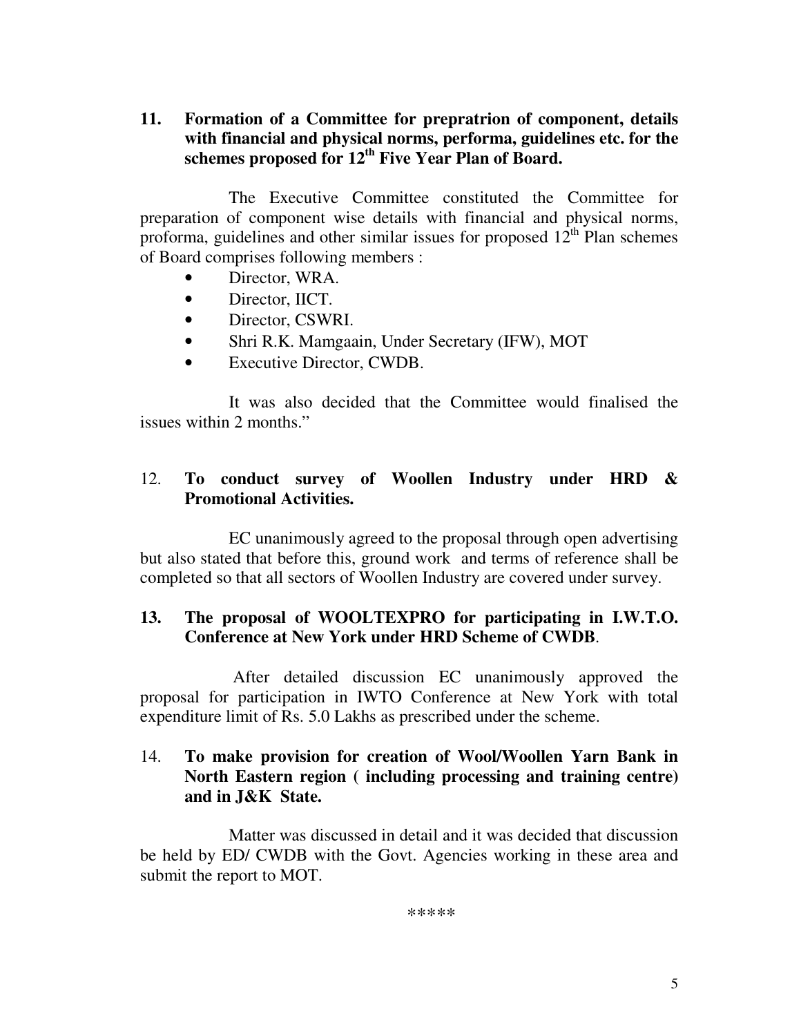**11. Formation of a Committee for prepratrion of component, details with financial and physical norms, performa, guidelines etc. for the schemes proposed for 12th Five Year Plan of Board.**

The Executive Committee constituted the Committee for preparation of component wise details with financial and physical norms, proforma, guidelines and other similar issues for proposed 12th Plan schemes of Board comprises following members :

- Director, WRA.
- Director, IICT.
- Director, CSWRI.
- Shri R.K. Mamgaain, Under Secretary (IFW), MOT
- Executive Director, CWDB.

It was also decided that the Committee would finalised the issues within 2 months."

12. **To conduct survey of Woollen Industry under HRD & Promotional Activities.**

EC unanimously agreed to the proposal through open advertising but also stated that before this, ground work and terms of reference shall be completed so that all sectors of Woollen Industry are covered under survey.

**13. The proposal of WOOLTEXPRO for participating in I.W.T.O. Conference at New York under HRD Scheme of CWDB**.

After detailed discussion EC unanimously approved the proposal for participation in IWTO Conference at New York with total expenditure limit of Rs. 5.0 Lakhs as prescribed under the scheme.

14. **To make provision for creation of Wool/Woollen Yarn Bank in North Eastern region ( including processing and training centre) and in J&K State.**

Matter was discussed in detail and it was decided that discussion be held by ED/ CWDB with the Govt. Agencies working in these area and submit the report to MOT.

*****